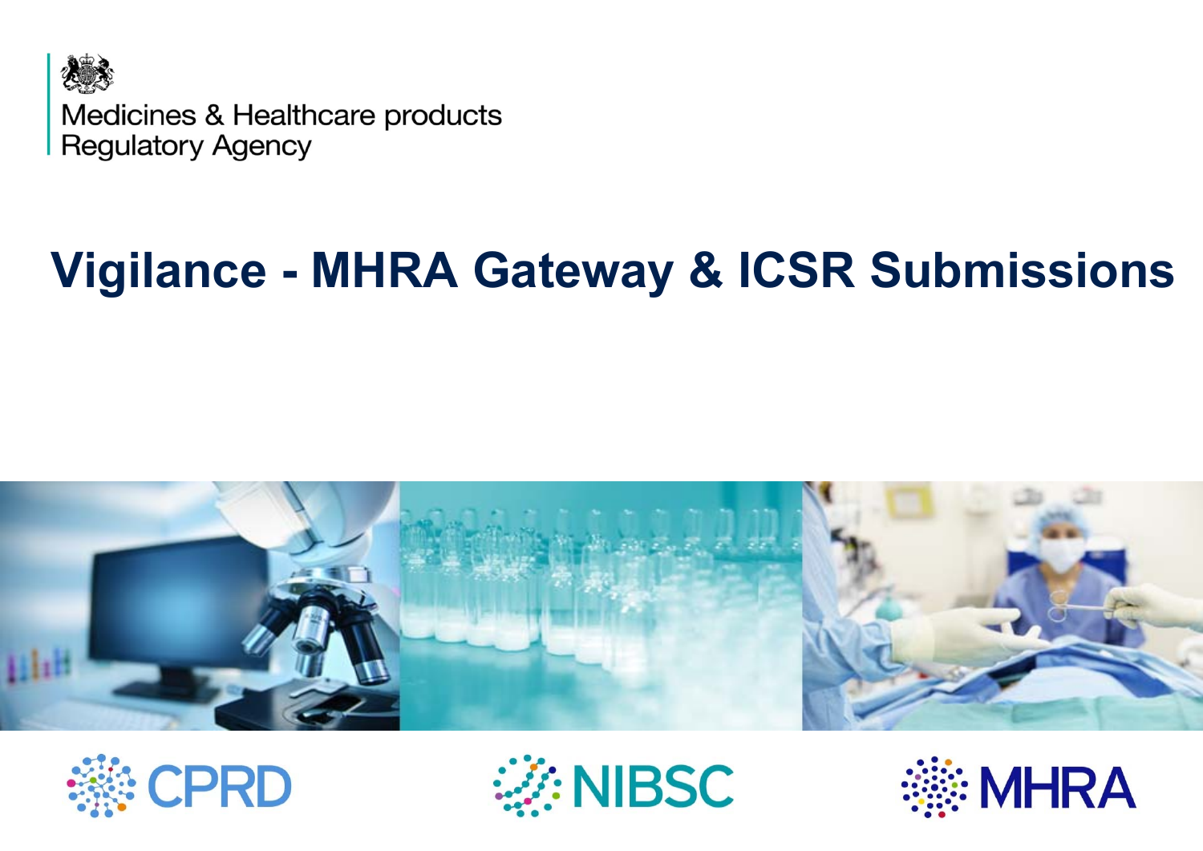Medicines & Healthcare products Regulatory Agency

# Vigilance - MHRA Gateway & ICSR Submissions

CPRD

NIBSC

MHRA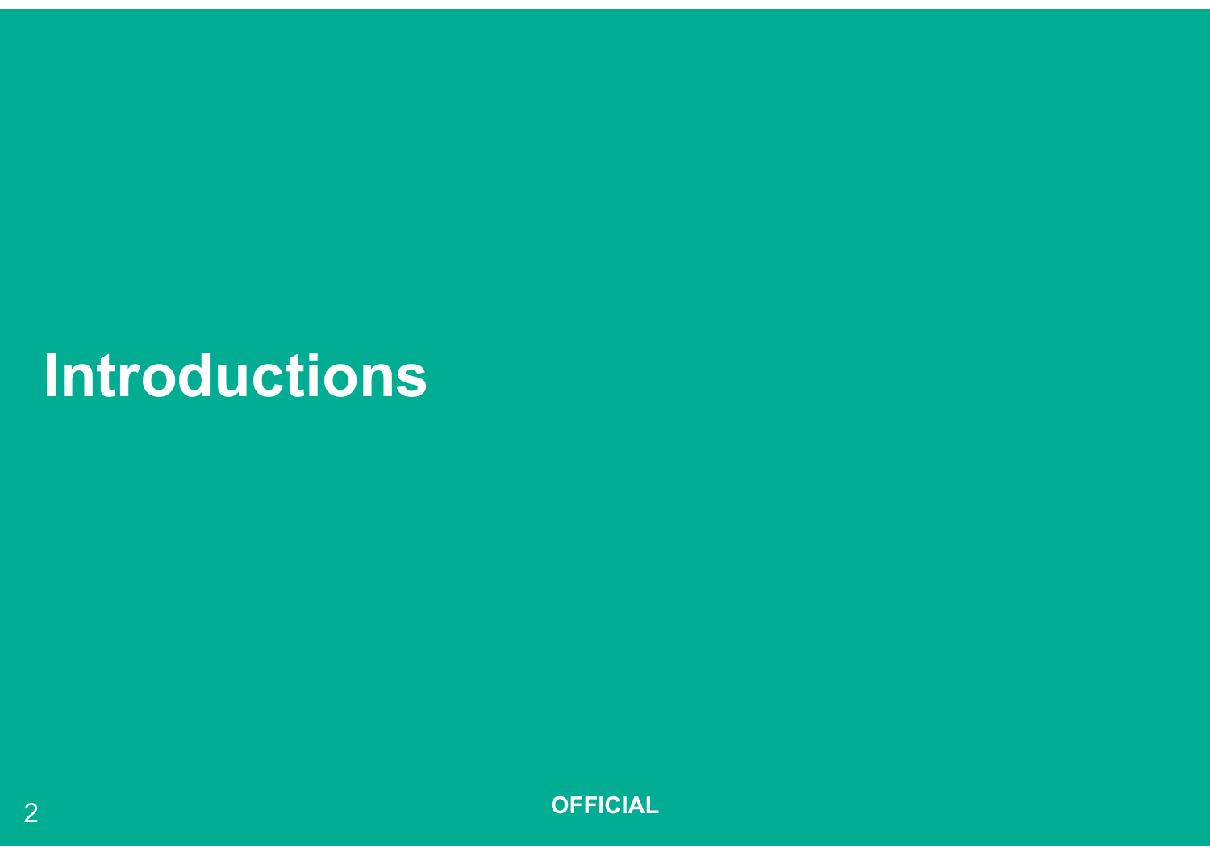# Introductions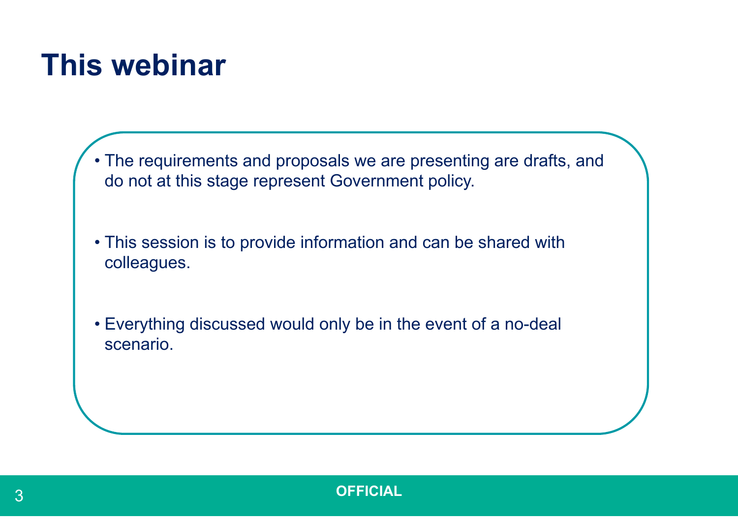# This webinar

- The requirements and proposals we are presenting are drafts, and do not at this stage represent Government policy.
- This session is to provide information and can be shared with colleagues.
- Everything discussed would only be in the event of a no-deal scenario.

OFFICIAL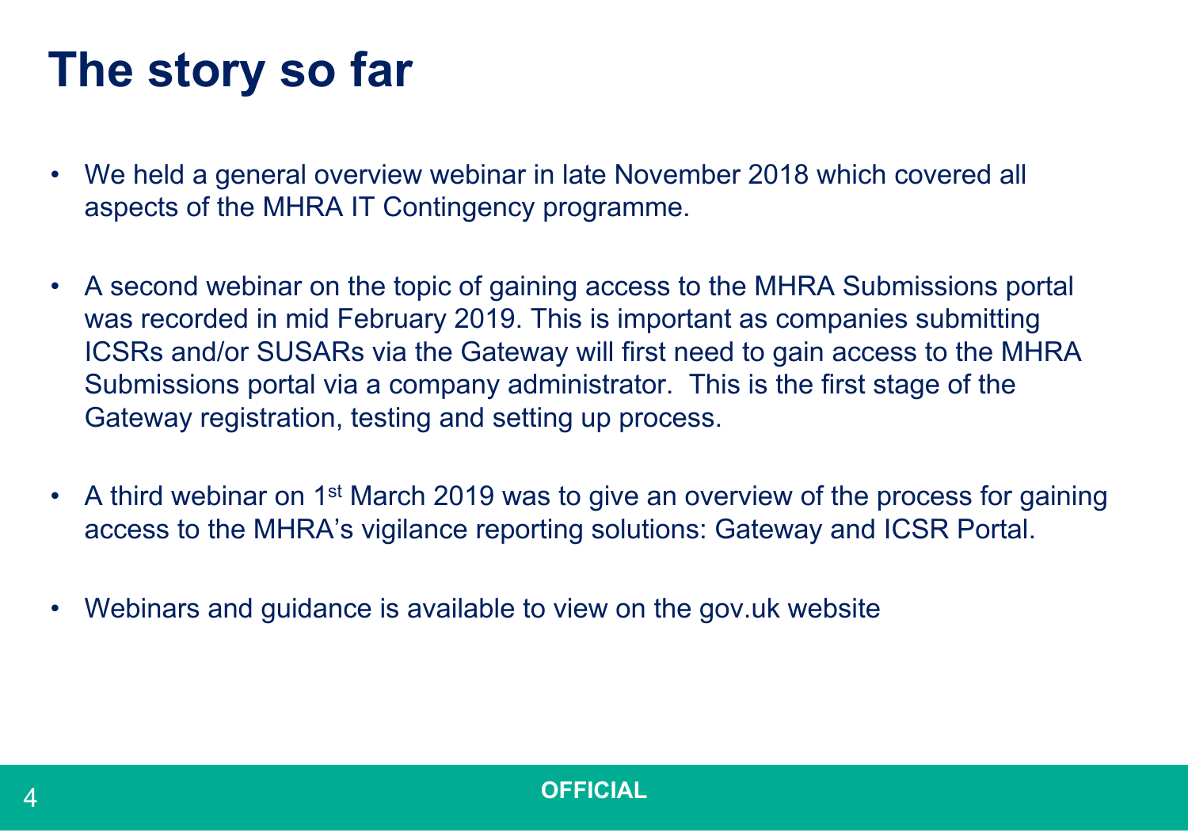# The story so far

- We held a general overview webinar in late November 2018 which covered all aspects of the MHRA IT Contingency programme.

- A second webinar on the topic of gaining access to the MHRA Submissions portal was recorded in mid February 2019. This is important as companies submitting ICSRs and/or SUSARs via the Gateway will first need to gain access to the MHRA Submissions portal via a company administrator. This is the first stage of the Gateway registration, testing and setting up process.

- A third webinar on 1st March 2019 was to give an overview of the process for gaining access to the MHRA's vigilance reporting solutions: Gateway and ICSR Portal.

- Webinars and guidance is available to view on the gov.uk website

OFFICIAL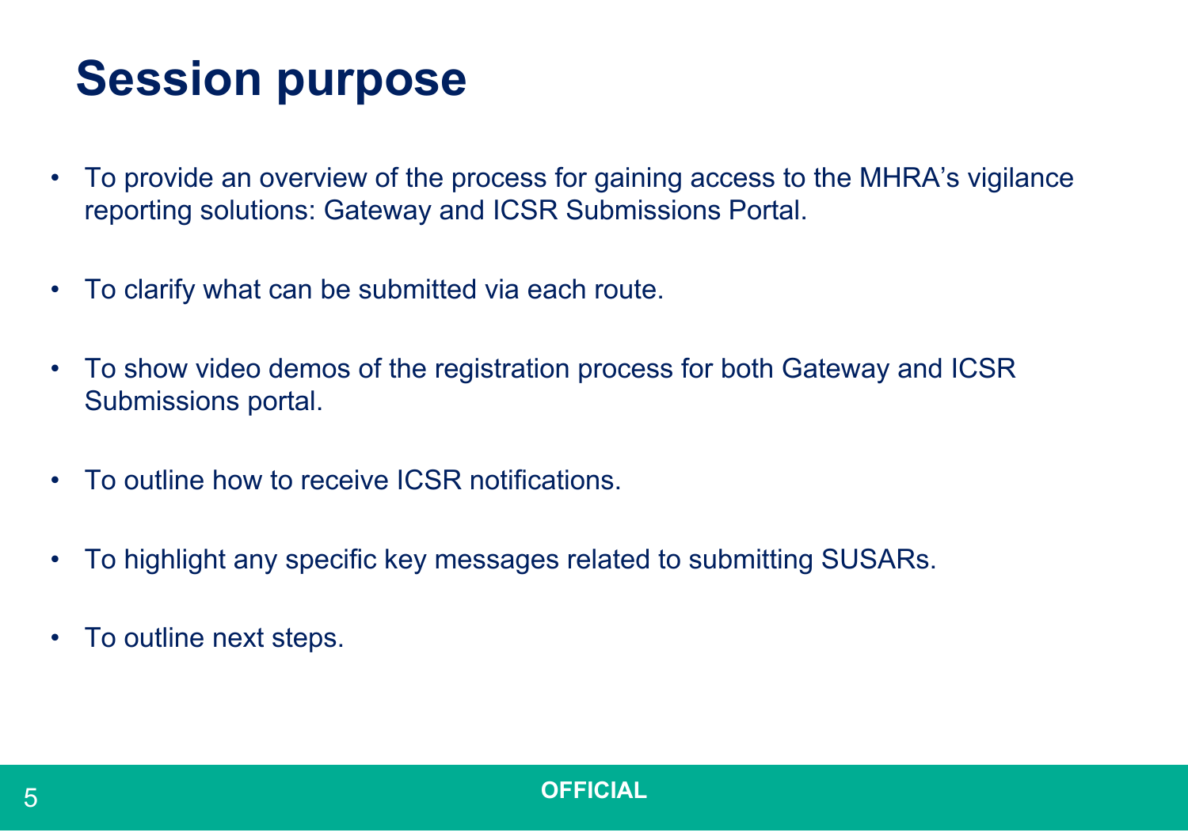# Session purpose

- To provide an overview of the process for gaining access to the MHRA's vigilance reporting solutions: Gateway and ICSR Submissions Portal.
- To clarify what can be submitted via each route.
- To show video demos of the registration process for both Gateway and ICSR Submissions portal.
- To outline how to receive ICSR notifications.
- To highlight any specific key messages related to submitting SUSARs.
- To outline next steps.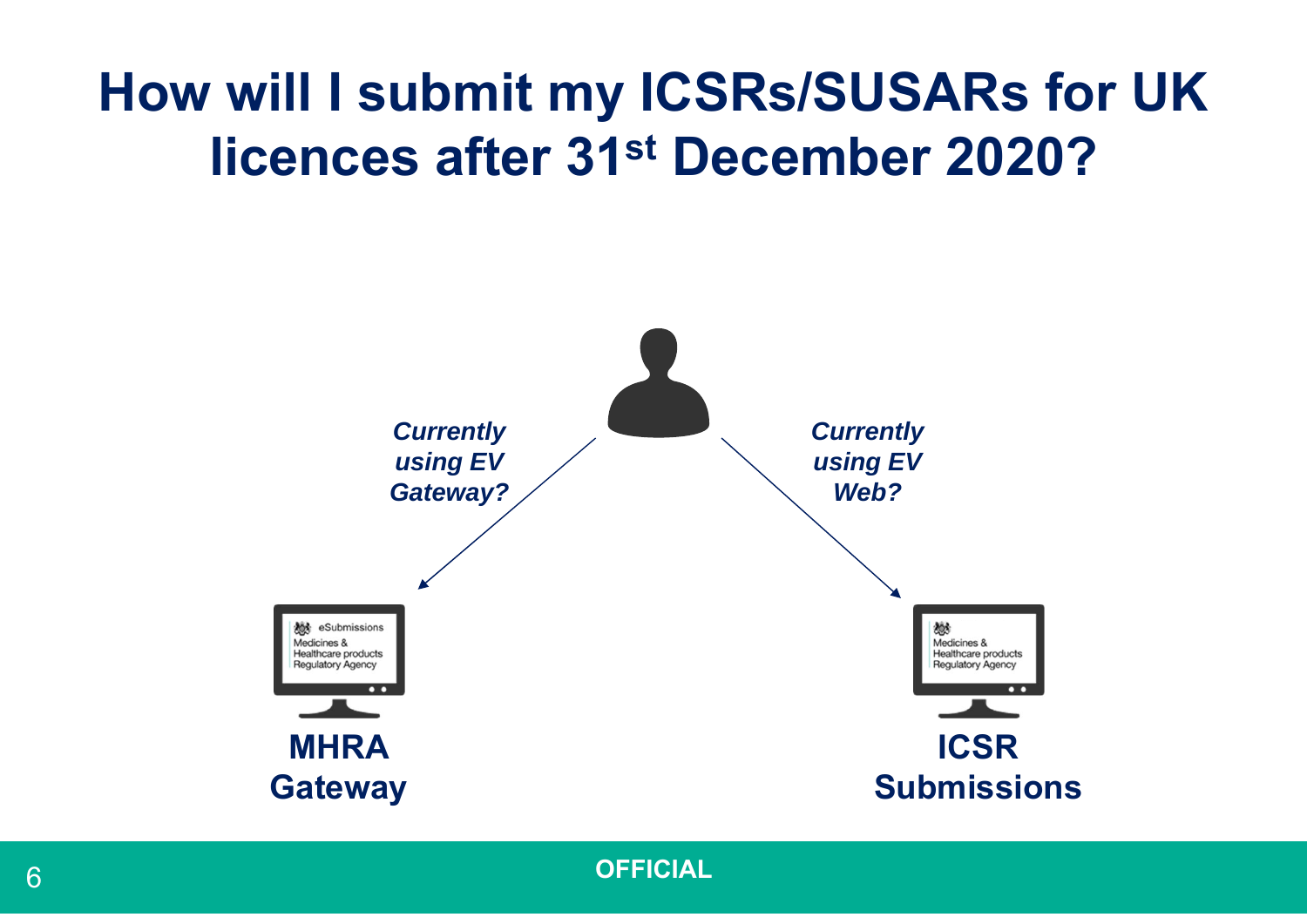# How will I submit my ICSRs/SUSARs for UK licences after 31st December 2020?

*Currently using EV Gateway?*

*Currently using EV Web?*

eSubmissions
Medicines & Healthcare products Regulatory Agency

**MHRA Gateway**

Medicines & Healthcare products Regulatory Agency

**ICSR Submissions**

**OFFICIAL**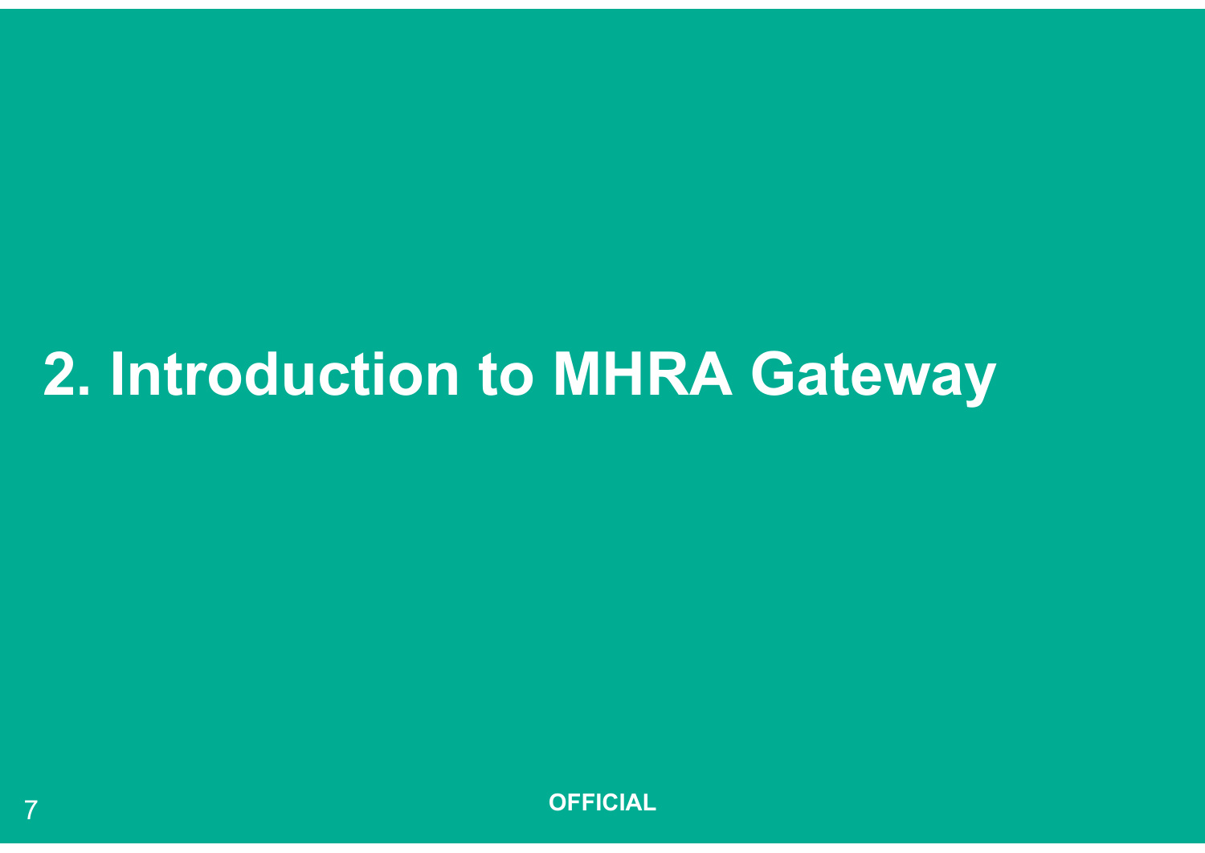# 2. Introduction to MHRA Gateway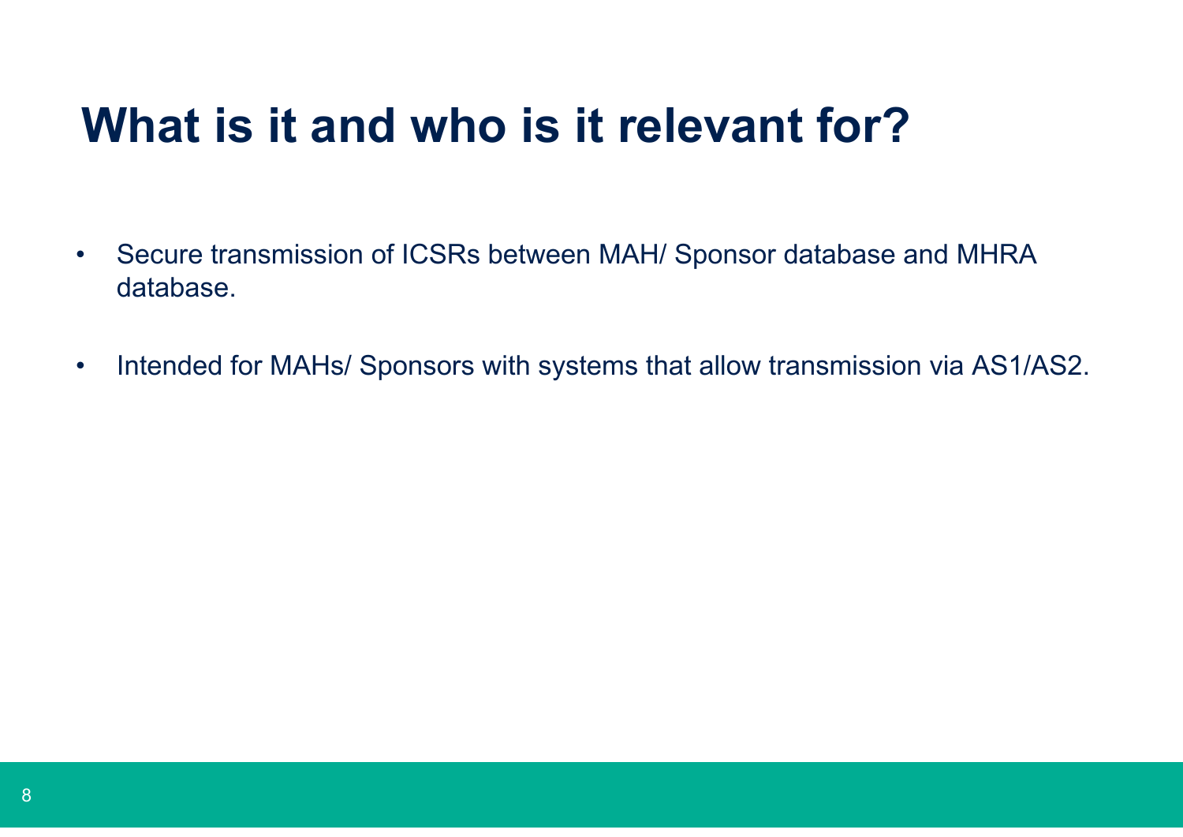# What is it and who is it relevant for?

- Secure transmission of ICSRs between MAH/ Sponsor database and MHRA database.
- Intended for MAHs/ Sponsors with systems that allow transmission via AS1/AS2.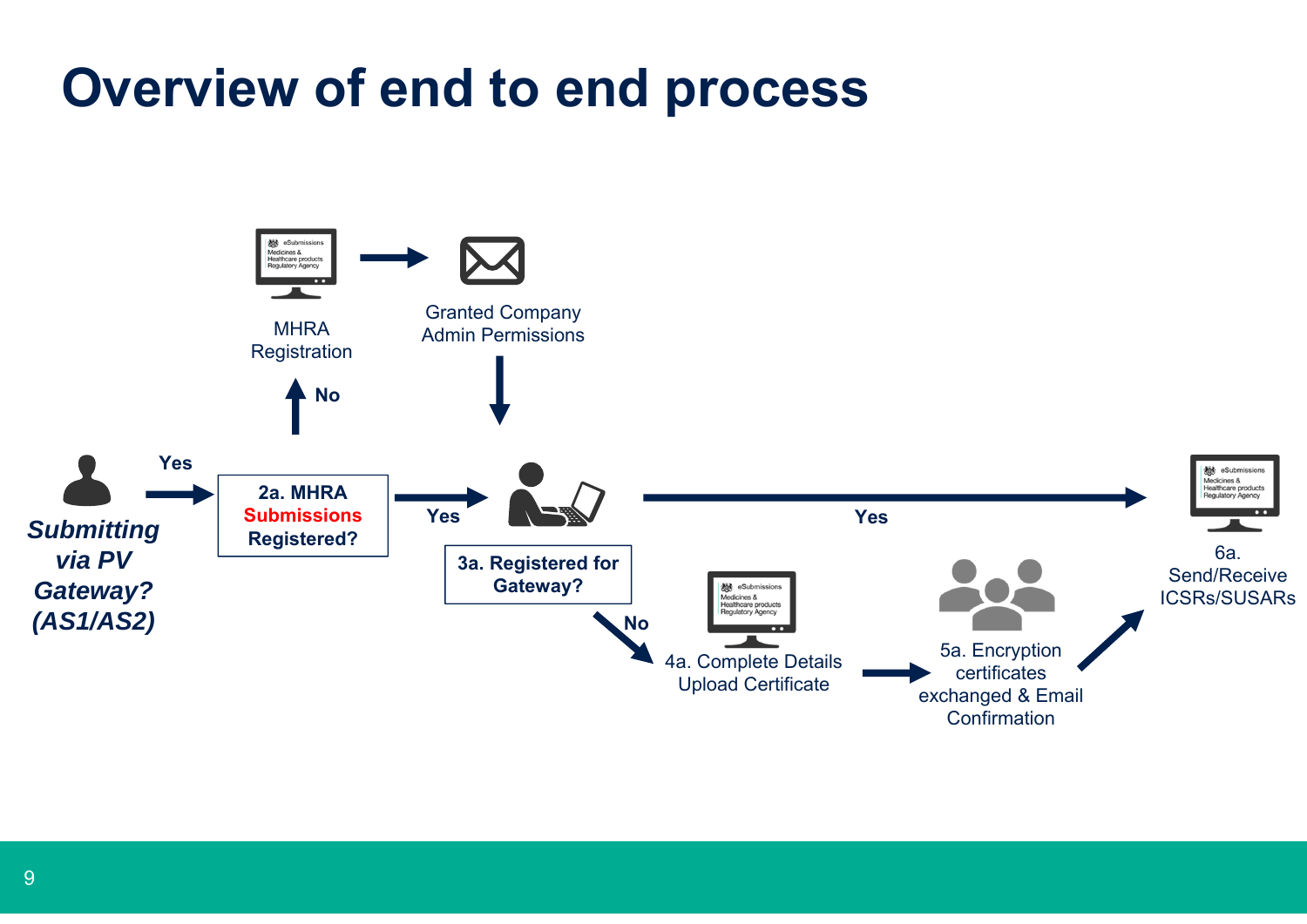# Overview of end to end process

MHRA Registration

Granted Company Admin Permissions

No

Yes

*Submitting via PV Gateway? (AS1/AS2)*

**2a. MHRA Submissions Registered?**

Yes

**3a. Registered for Gateway?**

Yes

No

4a. Complete Details Upload Certificate

5a. Encryption certificates exchanged & Email Confirmation

6a. Send/Receive ICSRs/SUSARs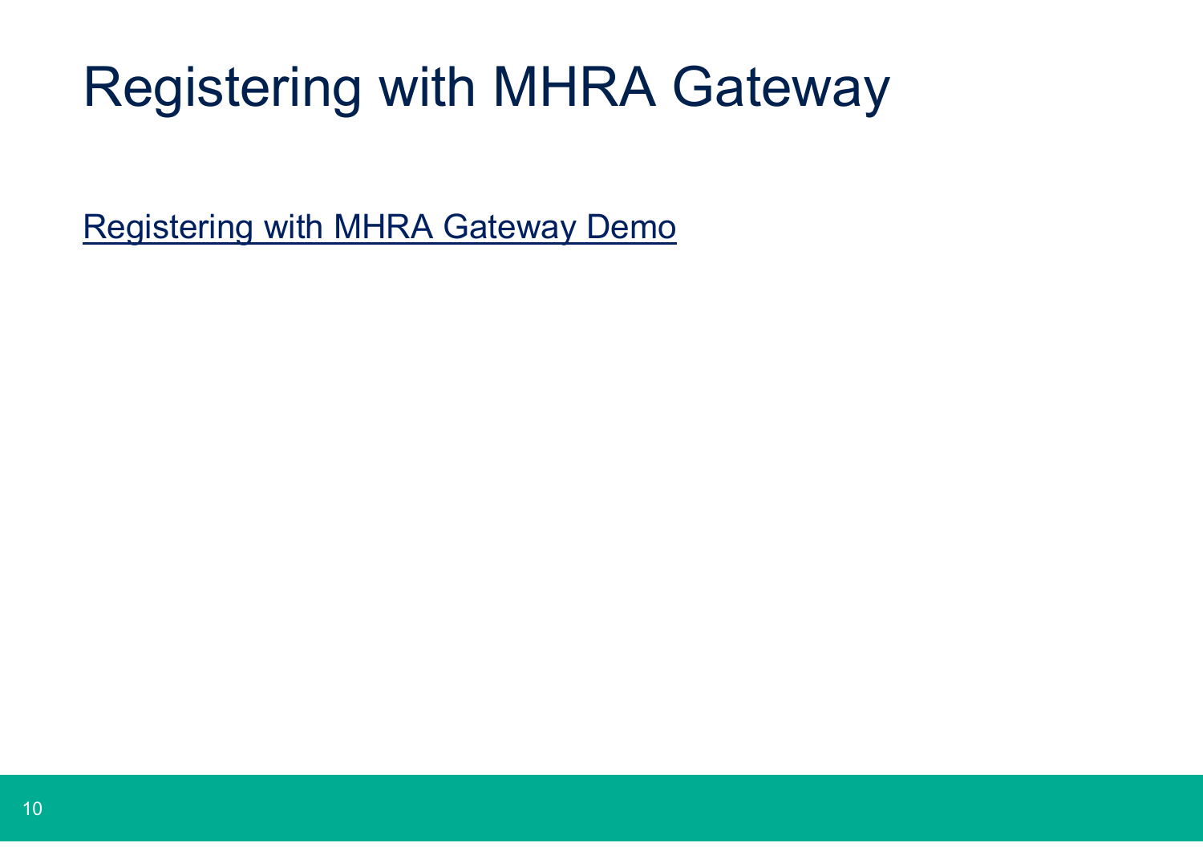# Registering with MHRA Gateway

Registering with MHRA Gateway Demo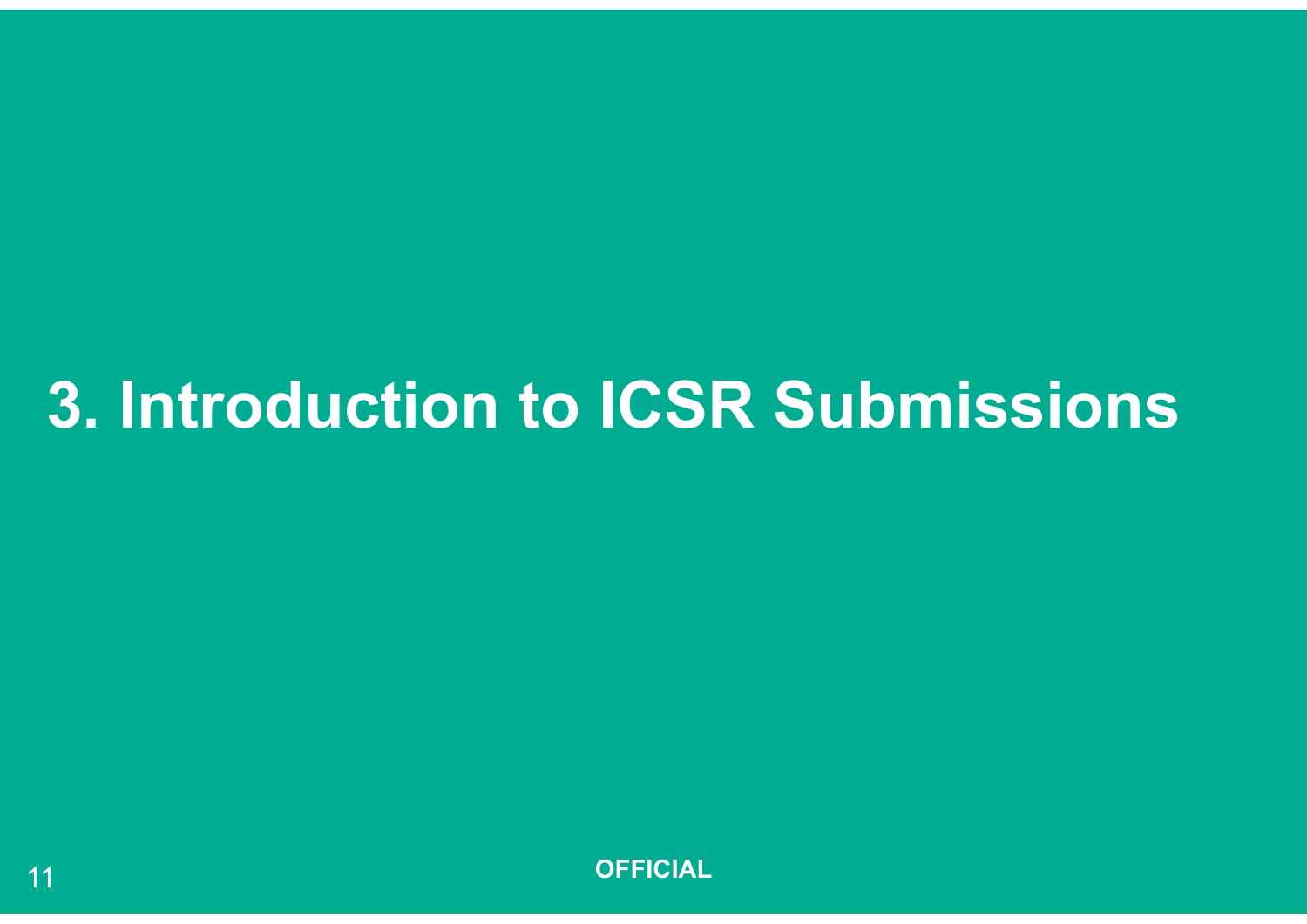# 3. Introduction to ICSR Submissions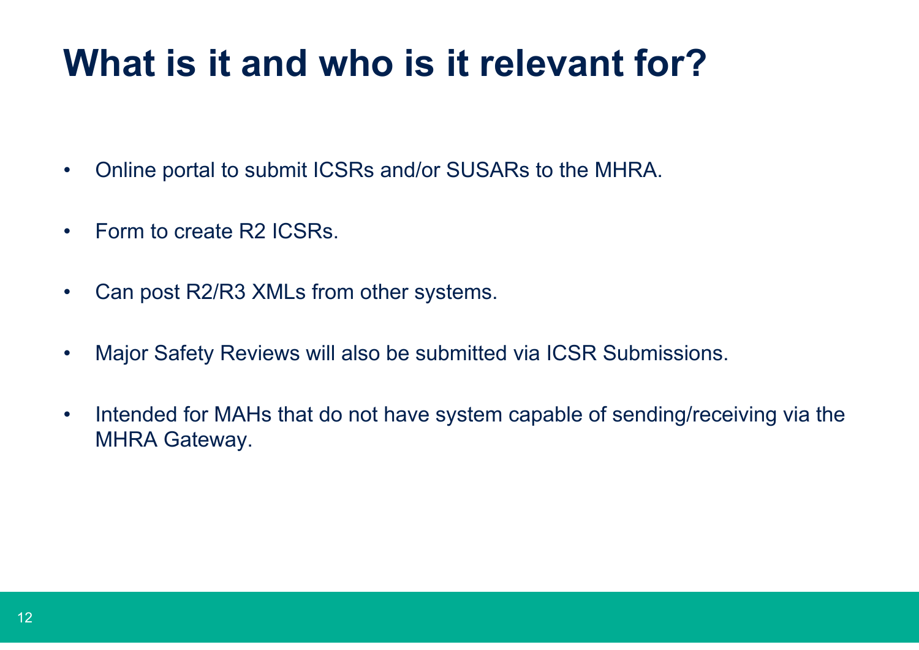# What is it and who is it relevant for?

- Online portal to submit ICSRs and/or SUSARs to the MHRA.
- Form to create R2 ICSRs.
- Can post R2/R3 XMLs from other systems.
- Major Safety Reviews will also be submitted via ICSR Submissions.
- Intended for MAHs that do not have system capable of sending/receiving via the MHRA Gateway.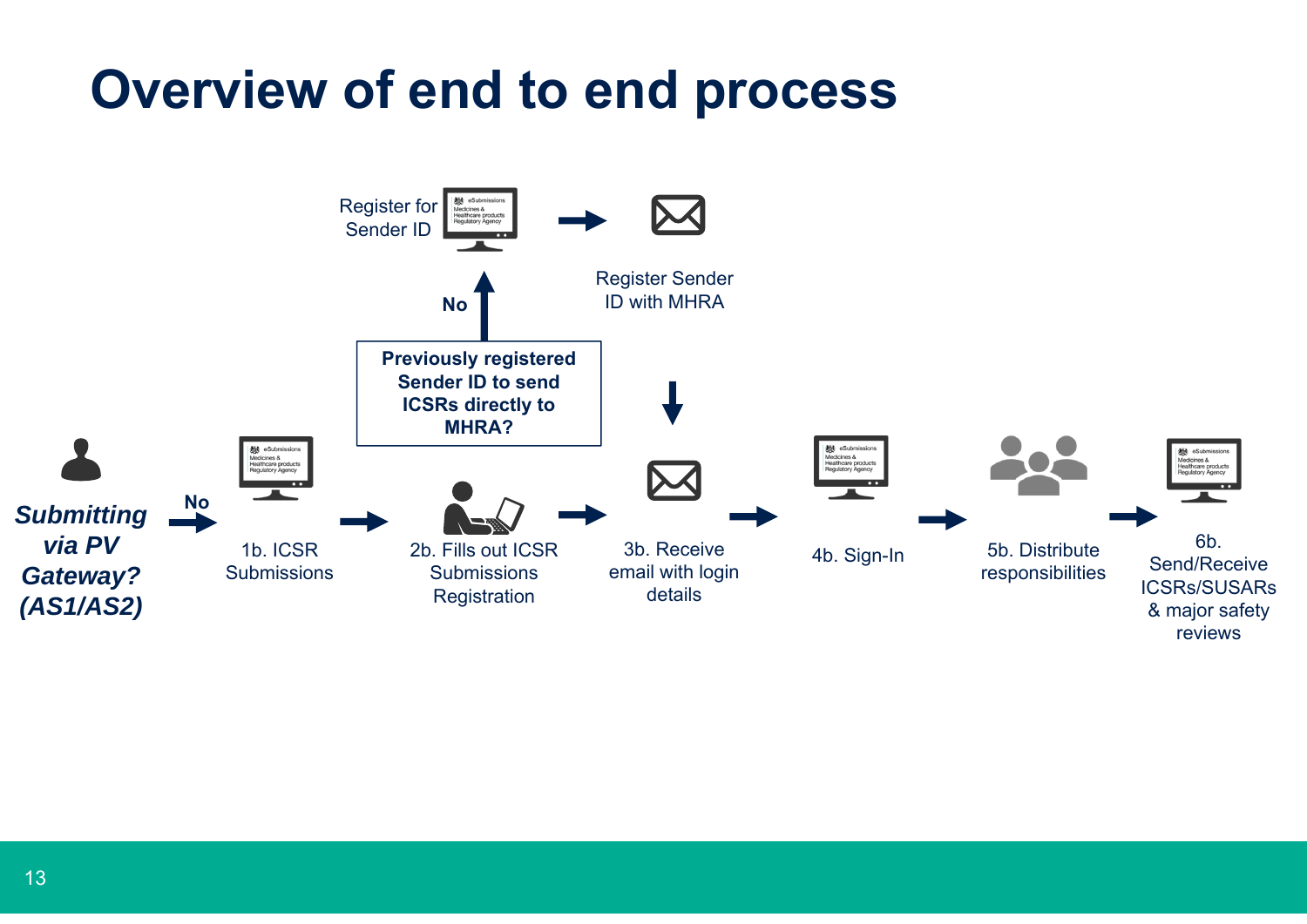# Overview of end to end process

*Submitting via PV Gateway? (AS1/AS2)*

**No** → 1b. ICSR Submissions → 2b. Fills out ICSR Submissions Registration → 3b. Receive email with login details → 4b. Sign-In → 5b. Distribute responsibilities → 6b. Send/Receive ICSRs/SUSARs & major safety reviews

**Previously registered Sender ID to send ICSRs directly to MHRA?**

**No** → Register for Sender ID → Register Sender ID with MHRA → 3b. Receive email with login details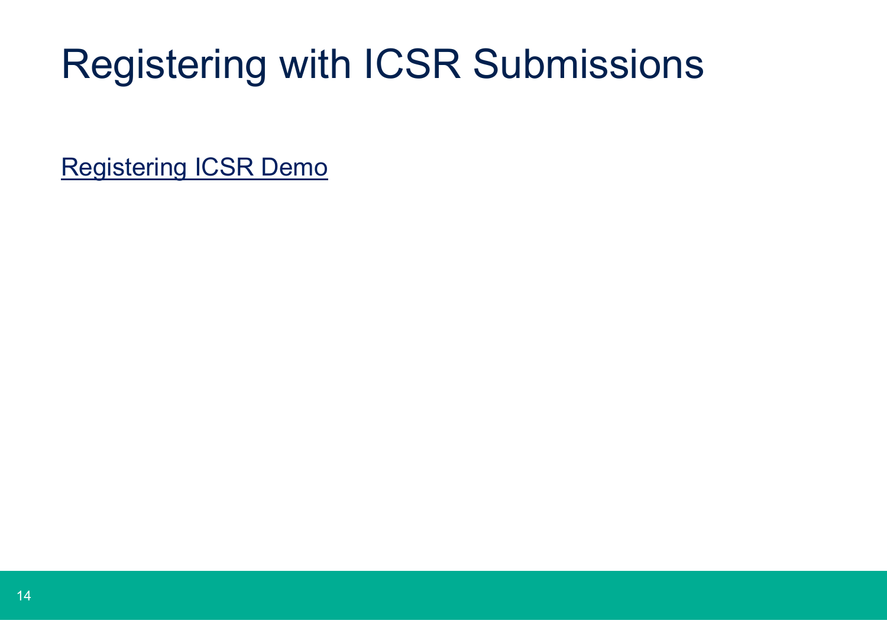# Registering with ICSR Submissions

Registering ICSR Demo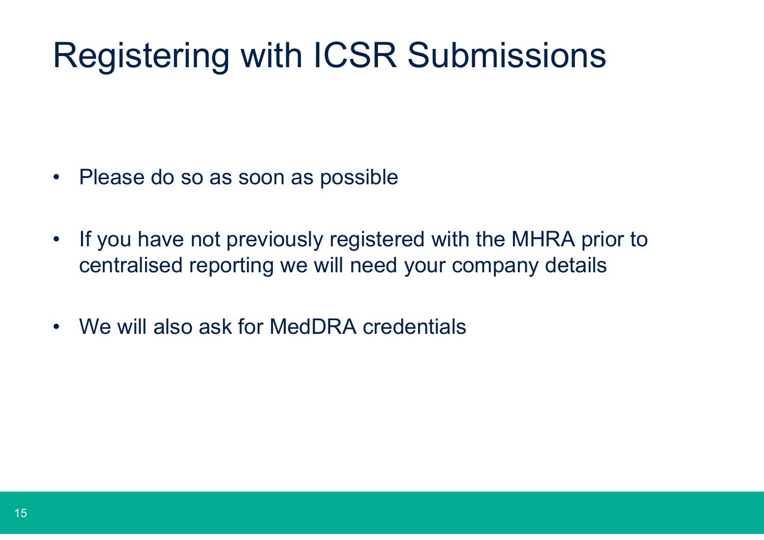# Registering with ICSR Submissions

- Please do so as soon as possible
- If you have not previously registered with the MHRA prior to centralised reporting we will need your company details
- We will also ask for MedDRA credentials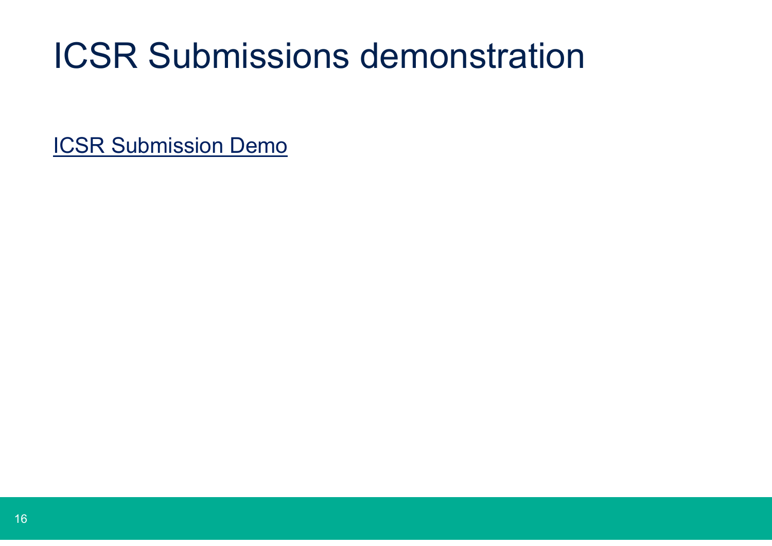# ICSR Submissions demonstration

ICSR Submission Demo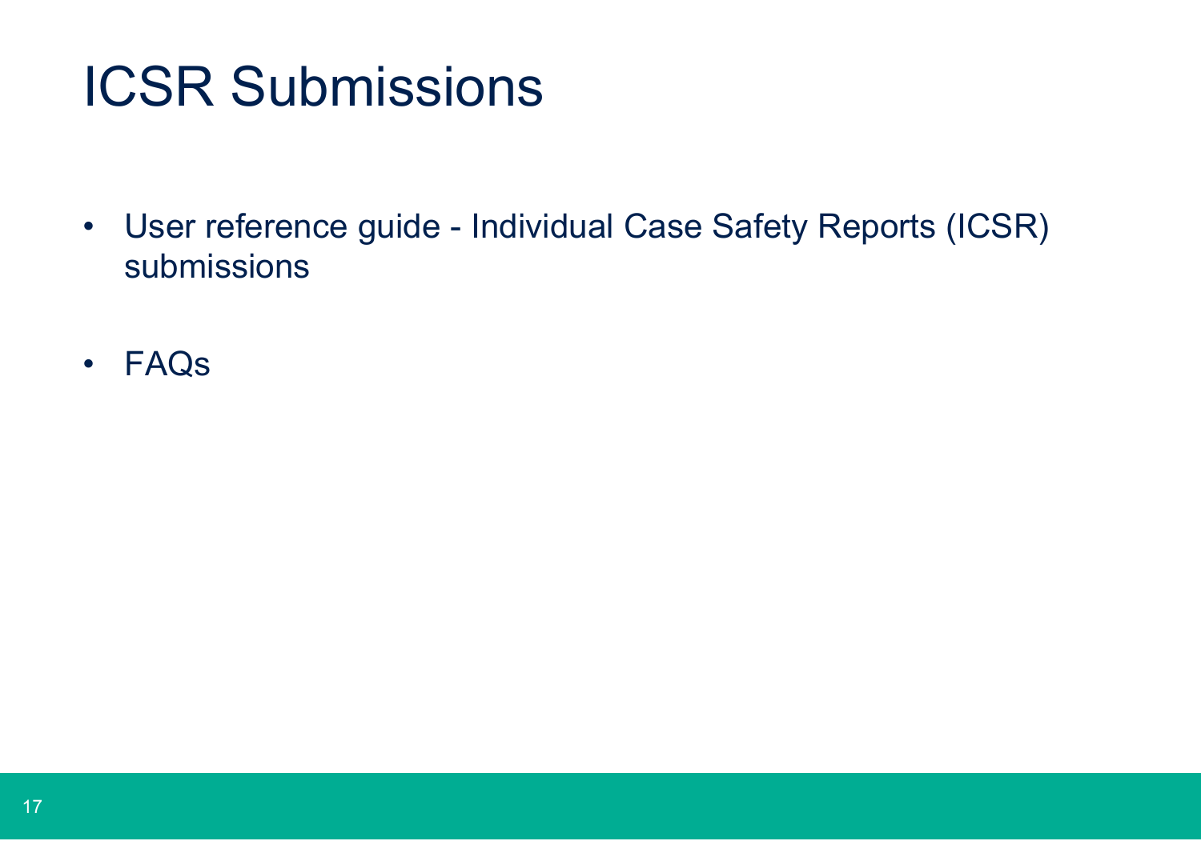# ICSR Submissions

- User reference guide - Individual Case Safety Reports (ICSR) submissions
- FAQs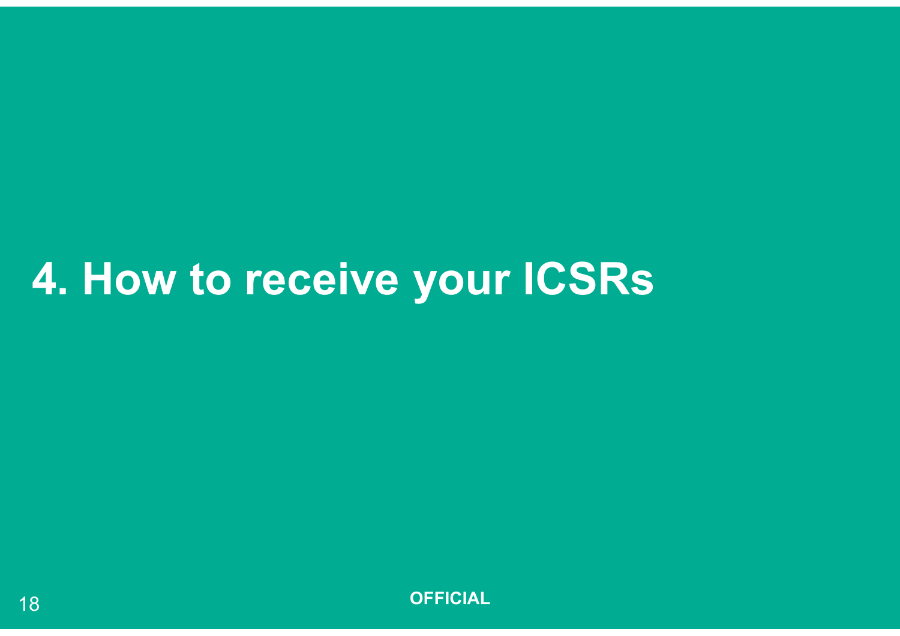# 4. How to receive your ICSRs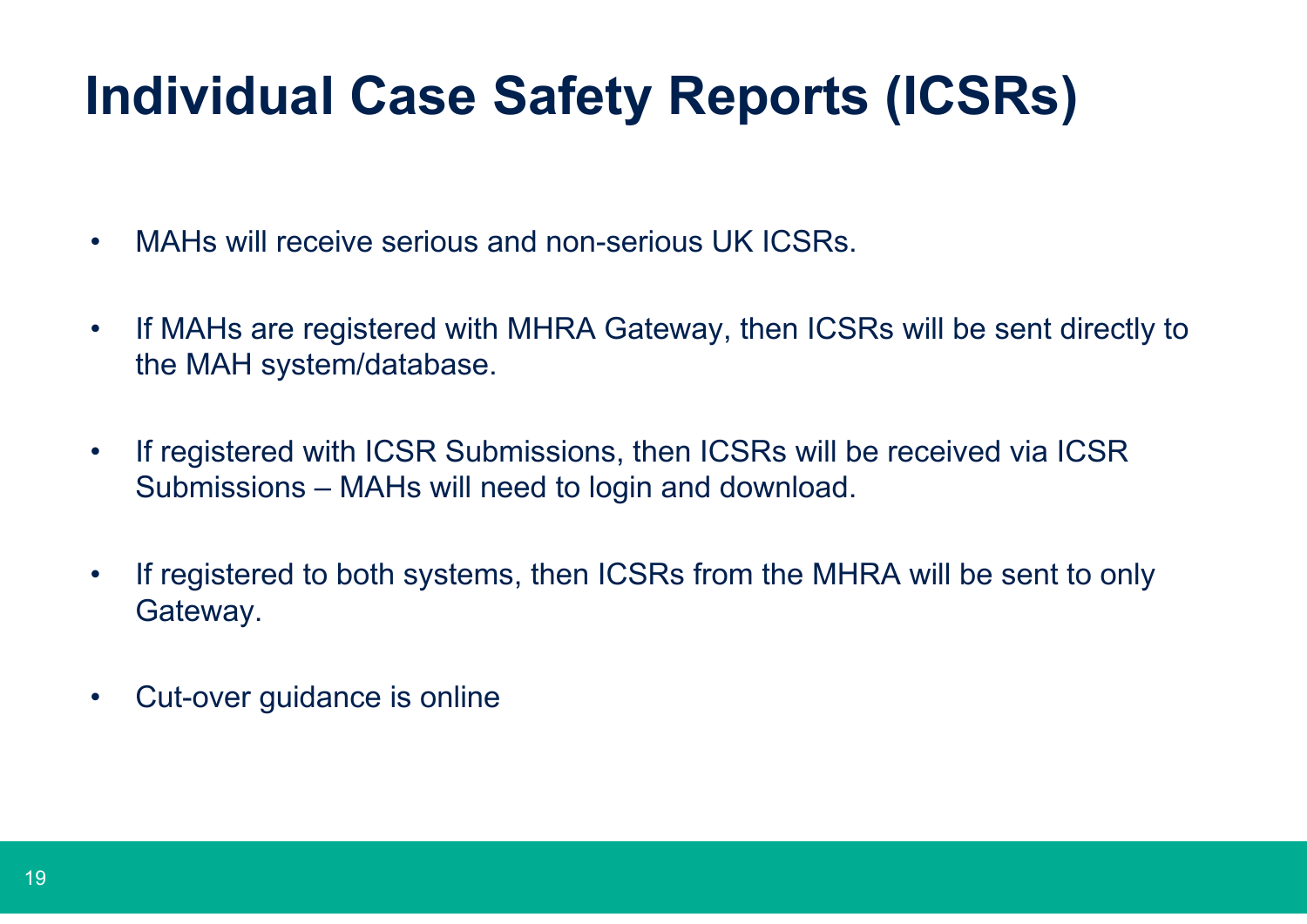# Individual Case Safety Reports (ICSRs)

- MAHs will receive serious and non-serious UK ICSRs.
- If MAHs are registered with MHRA Gateway, then ICSRs will be sent directly to the MAH system/database.
- If registered with ICSR Submissions, then ICSRs will be received via ICSR Submissions – MAHs will need to login and download.
- If registered to both systems, then ICSRs from the MHRA will be sent to only Gateway.
- Cut-over guidance is online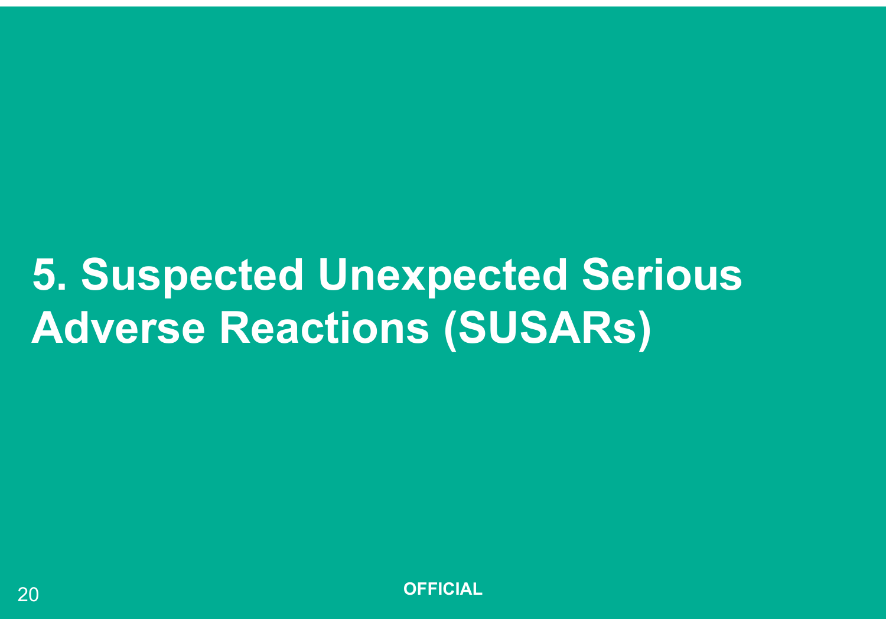# 5. Suspected Unexpected Serious Adverse Reactions (SUSARs)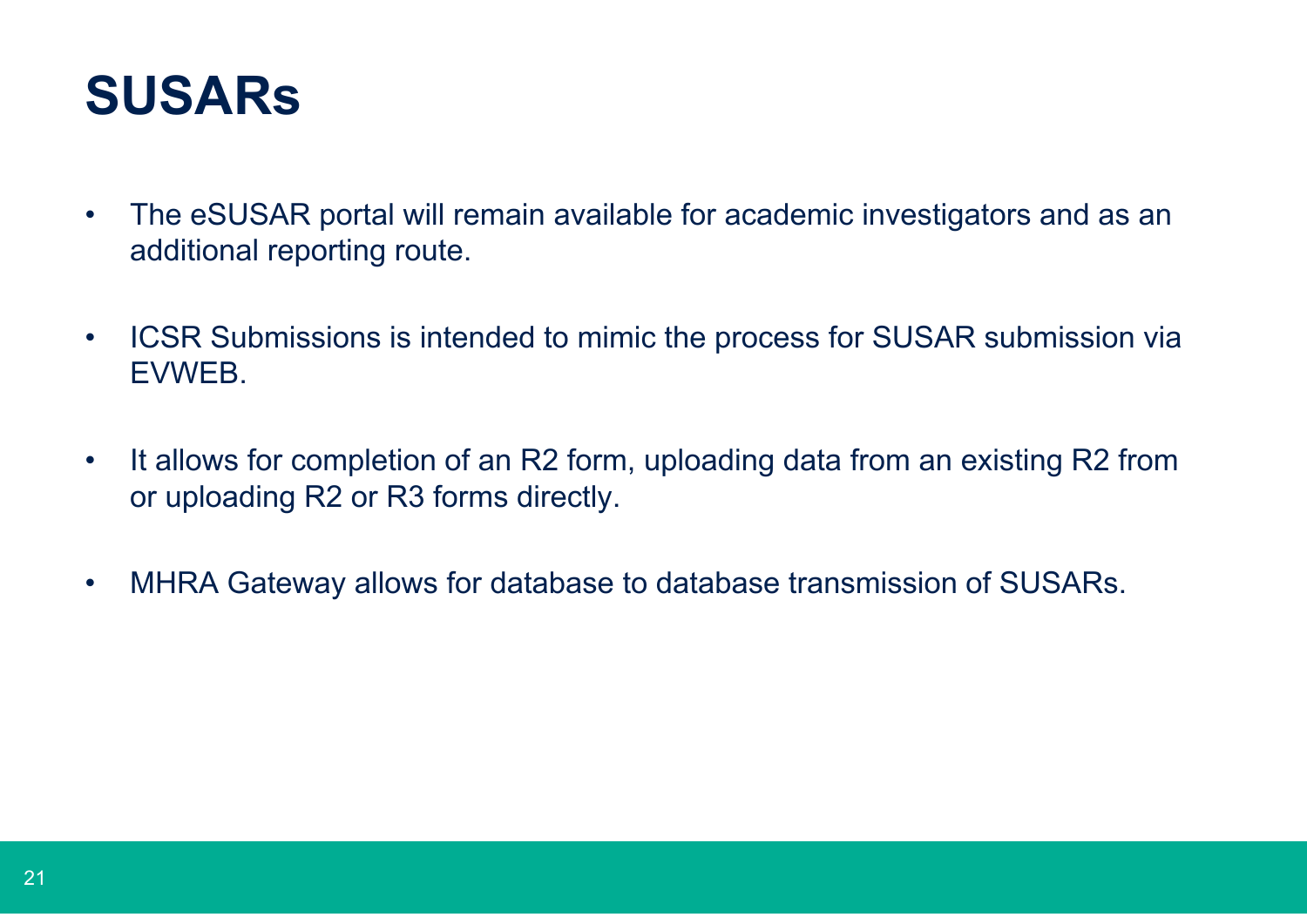# SUSARs

- The eSUSAR portal will remain available for academic investigators and as an additional reporting route.
- ICSR Submissions is intended to mimic the process for SUSAR submission via EVWEB.
- It allows for completion of an R2 form, uploading data from an existing R2 from or uploading R2 or R3 forms directly.
- MHRA Gateway allows for database to database transmission of SUSARs.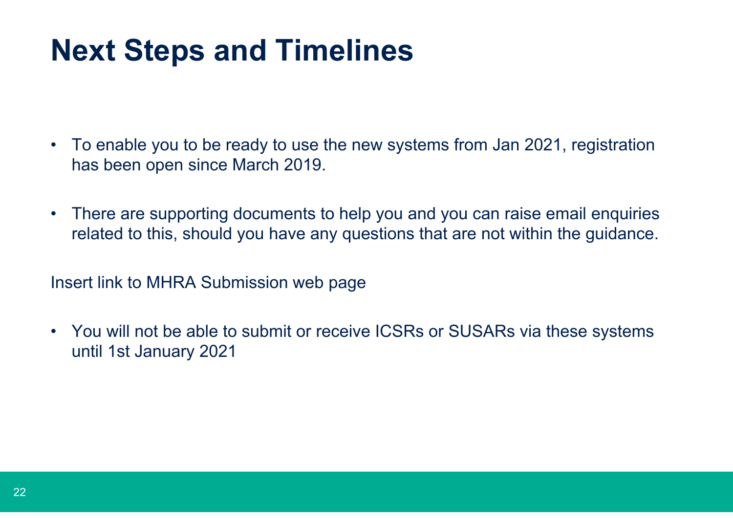# Next Steps and Timelines

- To enable you to be ready to use the new systems from Jan 2021, registration has been open since March 2019.

- There are supporting documents to help you and you can raise email enquiries related to this, should you have any questions that are not within the guidance.

Insert link to MHRA Submission web page

- You will not be able to submit or receive ICSRs or SUSARs via these systems until 1st January 2021